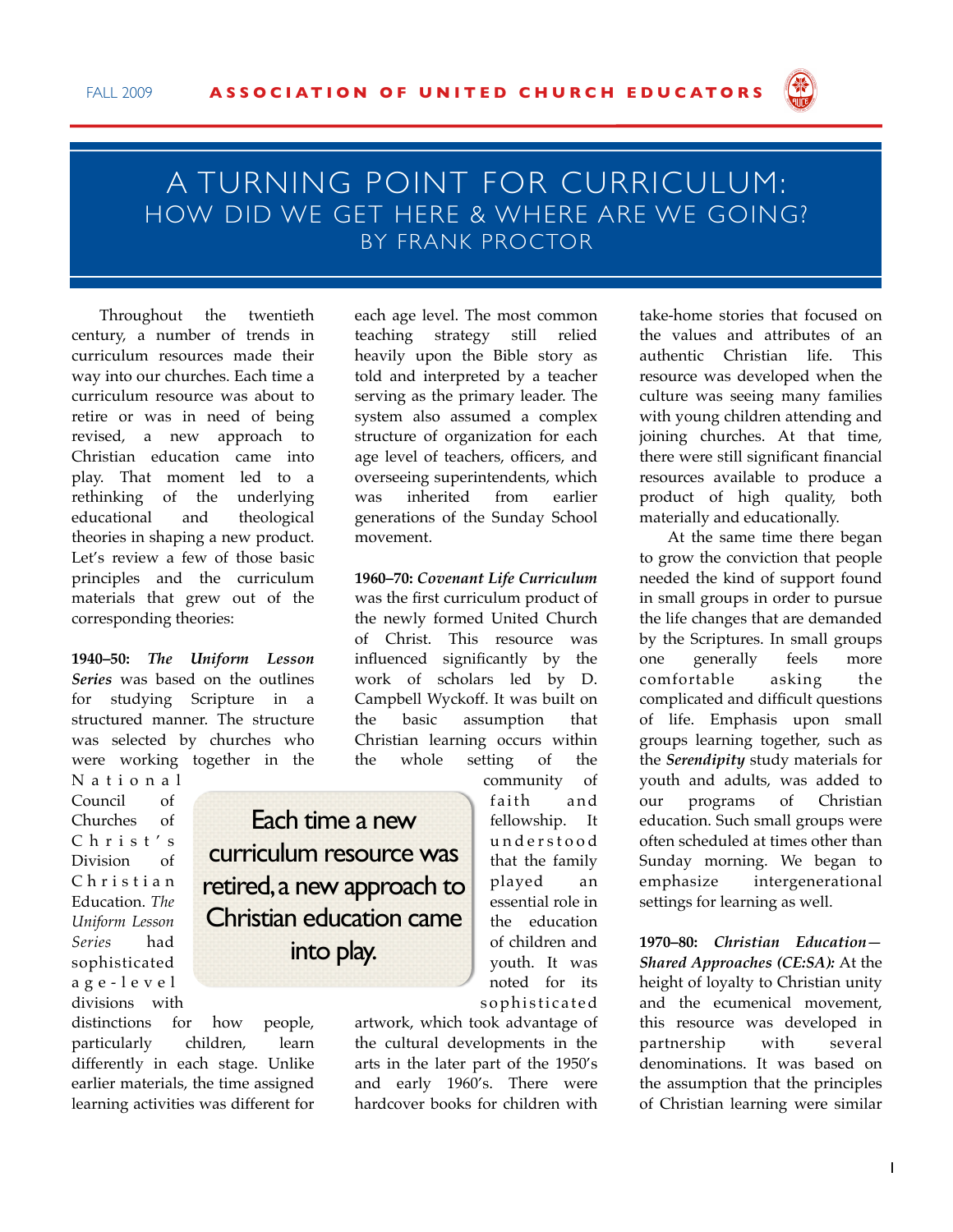# A TURNING POINT FOR CURRICULUM: HOW DID WE GET HERE & WHERE ARE WE GOING?

BY FRANK PROCTOR

Throughout the twentieth century, a number of trends in curriculum resources made their way into our churches. Each time a curriculum resource was about to retire or was in need of being revised, a new approach to Christian education came into play. That moment led to a rethinking of the underlying educational and theological theories in shaping a new product. Let's review a few of those basic principles and the curriculum materials that grew out of the corresponding theories:

**1940–50:** ***The Uniform Lesson Series*** was based on the outlines for studying Scripture in a structured manner. The structure was selected by churches who were working together in the National Council of Churches of Christ's Division of Christian Education. *The Uniform Lesson Series* had sophisticated age-level divisions with distinctions for how people, particularly children, learn differently in each stage. Unlike earlier materials, the time assigned learning activities was different for each age level. The most common teaching strategy still relied heavily upon the Bible story as told and interpreted by a teacher serving as the primary leader. The system also assumed a complex structure of organization for each age level of teachers, officers, and overseeing superintendents, which was inherited from earlier generations of the Sunday School movement.

> Each time a new curriculum resource was retired, a new approach to Christian education came into play.

**1960–70:** ***Covenant Life Curriculum*** was the first curriculum product of the newly formed United Church of Christ. This resource was influenced significantly by the work of scholars led by D. Campbell Wyckoff. It was built on the basic assumption that Christian learning occurs within the whole setting of the community of faith and fellowship. It understood that the family played an essential role in the education of children and youth. It was noted for its sophisticated artwork, which took advantage of the cultural developments in the arts in the later part of the 1950's and early 1960's. There were hardcover books for children with take-home stories that focused on the values and attributes of an authentic Christian life. This resource was developed when the culture was seeing many families with young children attending and joining churches. At that time, there were still significant financial resources available to produce a product of high quality, both materially and educationally.

At the same time there began to grow the conviction that people needed the kind of support found in small groups in order to pursue the life changes that are demanded by the Scriptures. In small groups one generally feels more comfortable asking the complicated and difficult questions of life. Emphasis upon small groups learning together, such as the ***Serendipity*** study materials for youth and adults, was added to our programs of Christian education. Such small groups were often scheduled at times other than Sunday morning. We began to emphasize intergenerational settings for learning as well.

**1970–80:** ***Christian Education—Shared Approaches (CE:SA):*** At the height of loyalty to Christian unity and the ecumenical movement, this resource was developed in partnership with several denominations. It was based on the assumption that the principles of Christian learning were similar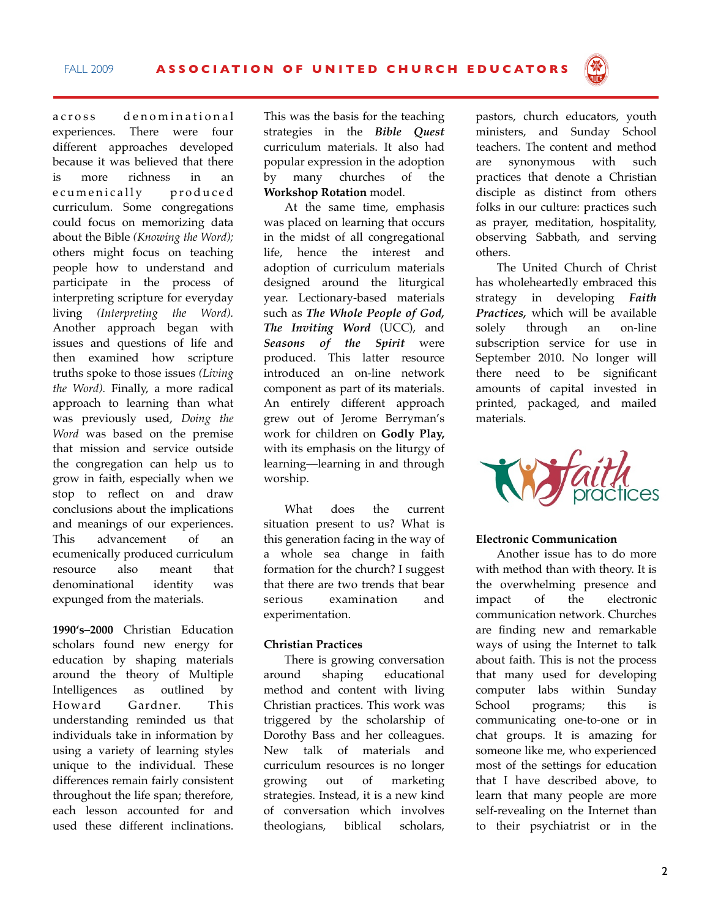across denominational experiences. There were four different approaches developed because it was believed that there is more richness in an ecumenically produced curriculum. Some congregations could focus on memorizing data about the Bible *(Knowing the Word);* others might focus on teaching people how to understand and participate in the process of interpreting scripture for everyday living *(Interpreting the Word).* Another approach began with issues and questions of life and then examined how scripture truths spoke to those issues *(Living the Word).* Finally, a more radical approach to learning than what was previously used, *Doing the Word* was based on the premise that mission and service outside the congregation can help us to grow in faith, especially when we stop to reflect on and draw conclusions about the implications and meanings of our experiences. This advancement of an ecumenically produced curriculum resource also meant that denominational identity was expunged from the materials.

**1990's–2000** Christian Education scholars found new energy for education by shaping materials around the theory of Multiple Intelligences as outlined by Howard Gardner. This understanding reminded us that individuals take in information by using a variety of learning styles unique to the individual. These differences remain fairly consistent throughout the life span; therefore, each lesson accounted for and used these different inclinations. This was the basis for the teaching strategies in the ***Bible Quest*** curriculum materials. It also had popular expression in the adoption by many churches of the **Workshop Rotation** model.

At the same time, emphasis was placed on learning that occurs in the midst of all congregational life, hence the interest and adoption of curriculum materials designed around the liturgical year. Lectionary-based materials such as ***The Whole People of God, The Inviting Word*** (UCC), and ***Seasons of the Spirit*** were produced. This latter resource introduced an on-line network component as part of its materials. An entirely different approach grew out of Jerome Berryman's work for children on **Godly Play,** with its emphasis on the liturgy of learning—learning in and through worship.

What does the current situation present to us? What is this generation facing in the way of a whole sea change in faith formation for the church? I suggest that there are two trends that bear serious examination and experimentation.

**Christian Practices**

There is growing conversation around shaping educational method and content with living Christian practices. This work was triggered by the scholarship of Dorothy Bass and her colleagues. New talk of materials and curriculum resources is no longer growing out of marketing strategies. Instead, it is a new kind of conversation which involves theologians, biblical scholars, pastors, church educators, youth ministers, and Sunday School teachers. The content and method are synonymous with such practices that denote a Christian disciple as distinct from others folks in our culture: practices such as prayer, meditation, hospitality, observing Sabbath, and serving others.

The United Church of Christ has wholeheartedly embraced this strategy in developing ***Faith Practices,*** which will be available solely through an on-line subscription service for use in September 2010. No longer will there need to be significant amounts of capital invested in printed, packaged, and mailed materials.

**Electronic Communication**

Another issue has to do more with method than with theory. It is the overwhelming presence and impact of the electronic communication network. Churches are finding new and remarkable ways of using the Internet to talk about faith. This is not the process that many used for developing computer labs within Sunday School programs; this is communicating one-to-one or in chat groups. It is amazing for someone like me, who experienced most of the settings for education that I have described above, to learn that many people are more self-revealing on the Internet than to their psychiatrist or in the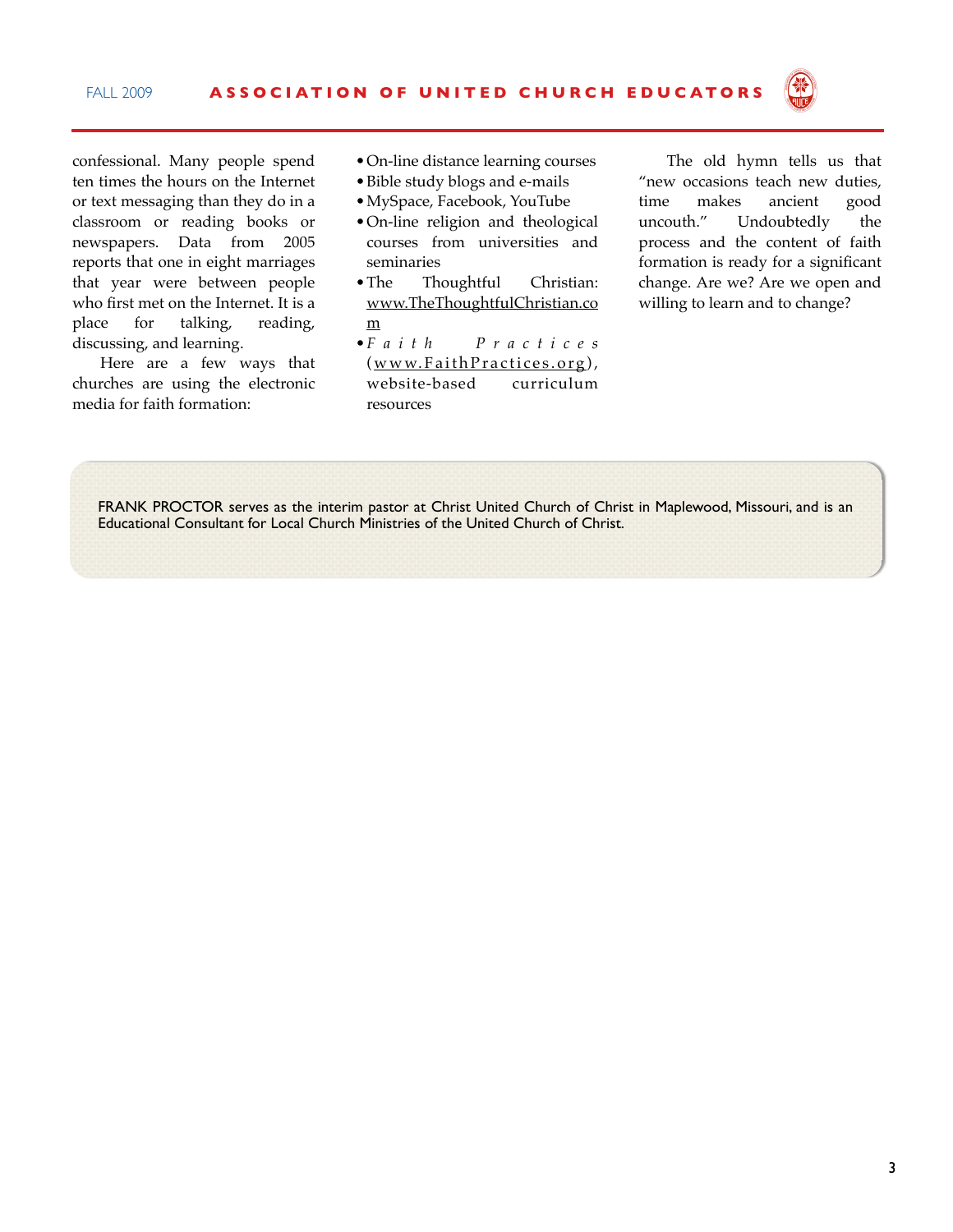confessional. Many people spend ten times the hours on the Internet or text messaging than they do in a classroom or reading books or newspapers. Data from 2005 reports that one in eight marriages that year were between people who first met on the Internet. It is a place for talking, reading, discussing, and learning.

Here are a few ways that churches are using the electronic media for faith formation:

- On-line distance learning courses
- Bible study blogs and e-mails
- MySpace, Facebook, YouTube
- On-line religion and theological courses from universities and seminaries
- The Thoughtful Christian: www.TheThoughtfulChristian.com
- *Faith Practices* (www.FaithPractices.org), website-based curriculum resources

The old hymn tells us that "new occasions teach new duties, time makes ancient good uncouth." Undoubtedly the process and the content of faith formation is ready for a significant change. Are we? Are we open and willing to learn and to change?

FRANK PROCTOR serves as the interim pastor at Christ United Church of Christ in Maplewood, Missouri, and is an Educational Consultant for Local Church Ministries of the United Church of Christ.